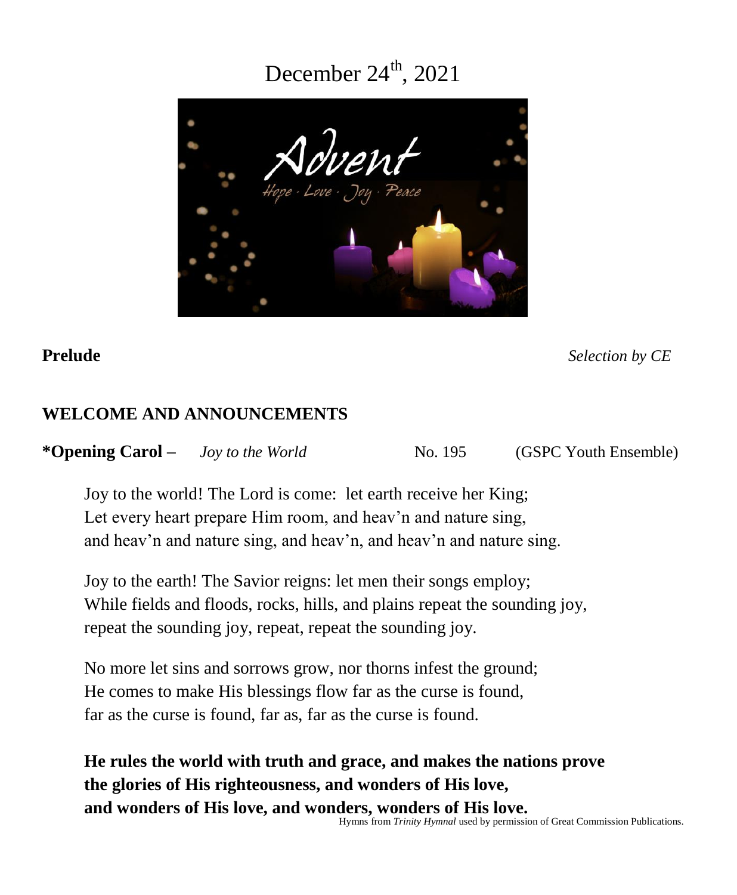December 24th, 2021

**Prelude** *Selection by CE*

**WELCOME AND ANNOUNCEMENTS**

**\*Opening Carol –** *Joy to the World* No. 195 (GSPC Youth Ensemble)

Joy to the world! The Lord is come: let earth receive her King;
Let every heart prepare Him room, and heav'n and nature sing,
and heav'n and nature sing, and heav'n, and heav'n and nature sing.

Joy to the earth! The Savior reigns: let men their songs employ;
While fields and floods, rocks, hills, and plains repeat the sounding joy,
repeat the sounding joy, repeat, repeat the sounding joy.

No more let sins and sorrows grow, nor thorns infest the ground;
He comes to make His blessings flow far as the curse is found,
far as the curse is found, far as, far as the curse is found.

**He rules the world with truth and grace, and makes the nations prove**
**the glories of His righteousness, and wonders of His love,**
**and wonders of His love, and wonders, wonders of His love.**

Hymns from *Trinity Hymnal* used by permission of Great Commission Publications.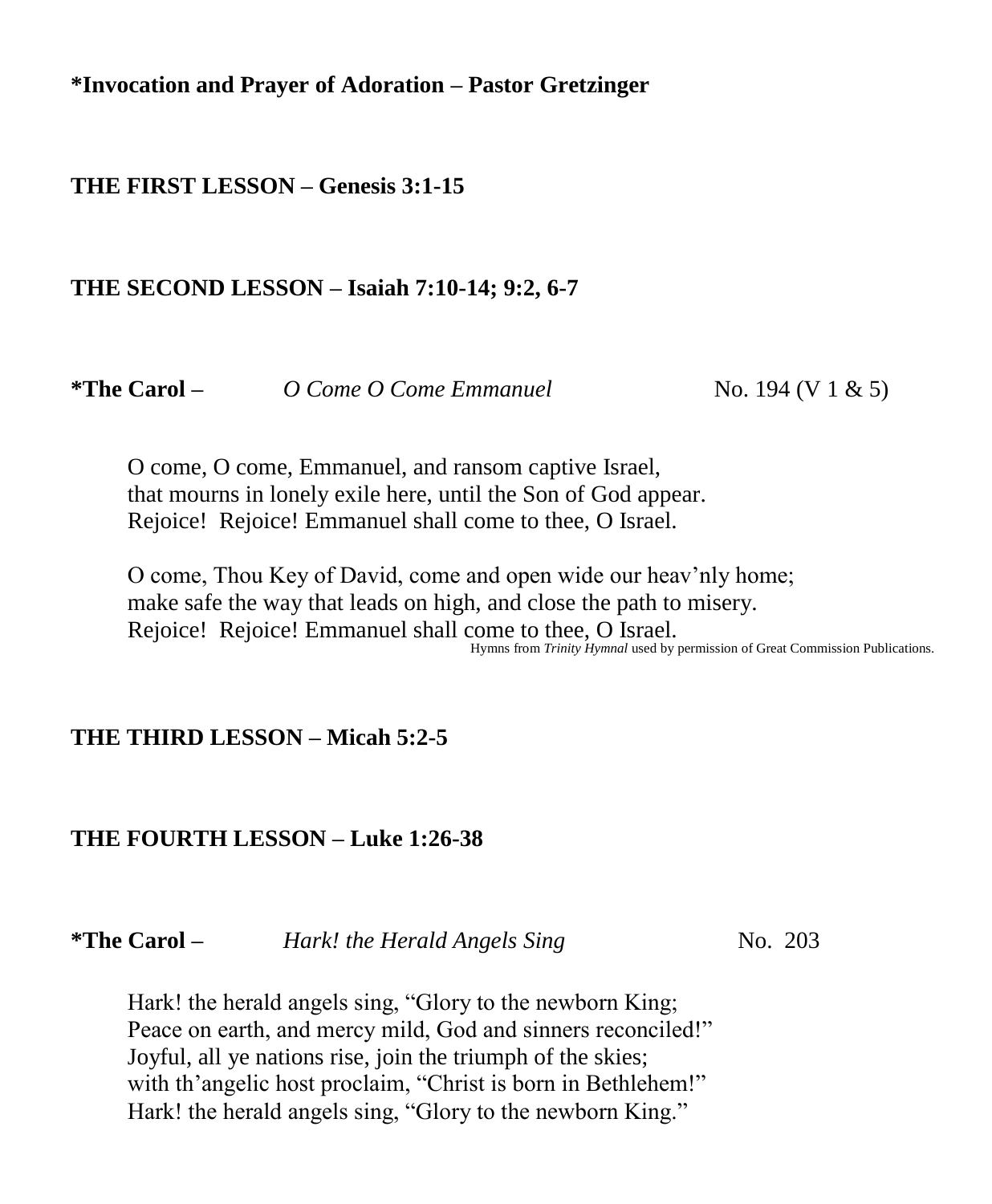**\*Invocation and Prayer of Adoration – Pastor Gretzinger**

**THE FIRST LESSON – Genesis 3:1-15**

**THE SECOND LESSON – Isaiah 7:10-14; 9:2, 6-7**

**\*The Carol –** *O Come O Come Emmanuel* No. 194 (V 1 & 5)

O come, O come, Emmanuel, and ransom captive Israel,
that mourns in lonely exile here, until the Son of God appear.
Rejoice! Rejoice! Emmanuel shall come to thee, O Israel.

O come, Thou Key of David, come and open wide our heav'nly home;
make safe the way that leads on high, and close the path to misery.
Rejoice! Rejoice! Emmanuel shall come to thee, O Israel.

Hymns from *Trinity Hymnal* used by permission of Great Commission Publications.

**THE THIRD LESSON – Micah 5:2-5**

**THE FOURTH LESSON – Luke 1:26-38**

**\*The Carol –** *Hark! the Herald Angels Sing* No. 203

Hark! the herald angels sing, "Glory to the newborn King;
Peace on earth, and mercy mild, God and sinners reconciled!"
Joyful, all ye nations rise, join the triumph of the skies;
with th'angelic host proclaim, "Christ is born in Bethlehem!"
Hark! the herald angels sing, "Glory to the newborn King."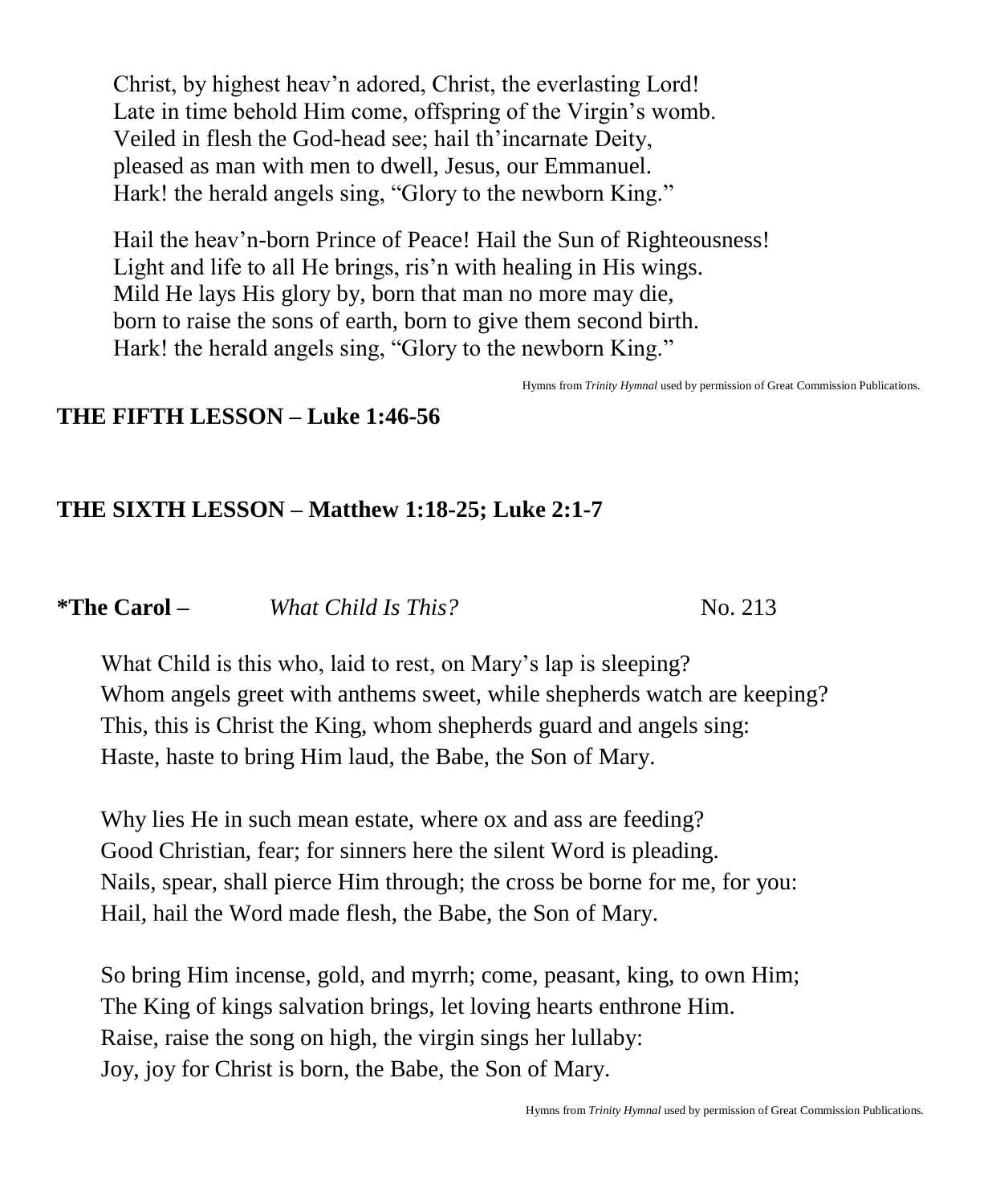Christ, by highest heav'n adored, Christ, the everlasting Lord!
Late in time behold Him come, offspring of the Virgin's womb.
Veiled in flesh the God-head see; hail th'incarnate Deity,
pleased as man with men to dwell, Jesus, our Emmanuel.
Hark! the herald angels sing, "Glory to the newborn King."

Hail the heav'n-born Prince of Peace! Hail the Sun of Righteousness!
Light and life to all He brings, ris'n with healing in His wings.
Mild He lays His glory by, born that man no more may die,
born to raise the sons of earth, born to give them second birth.
Hark! the herald angels sing, "Glory to the newborn King."

Hymns from *Trinity Hymnal* used by permission of Great Commission Publications.

**THE FIFTH LESSON – Luke 1:46-56**

**THE SIXTH LESSON – Matthew 1:18-25; Luke 2:1-7**

**\*The Carol –** *What Child Is This?* No. 213

What Child is this who, laid to rest, on Mary's lap is sleeping?
Whom angels greet with anthems sweet, while shepherds watch are keeping?
This, this is Christ the King, whom shepherds guard and angels sing:
Haste, haste to bring Him laud, the Babe, the Son of Mary.

Why lies He in such mean estate, where ox and ass are feeding?
Good Christian, fear; for sinners here the silent Word is pleading.
Nails, spear, shall pierce Him through; the cross be borne for me, for you:
Hail, hail the Word made flesh, the Babe, the Son of Mary.

So bring Him incense, gold, and myrrh; come, peasant, king, to own Him;
The King of kings salvation brings, let loving hearts enthrone Him.
Raise, raise the song on high, the virgin sings her lullaby:
Joy, joy for Christ is born, the Babe, the Son of Mary.

Hymns from *Trinity Hymnal* used by permission of Great Commission Publications.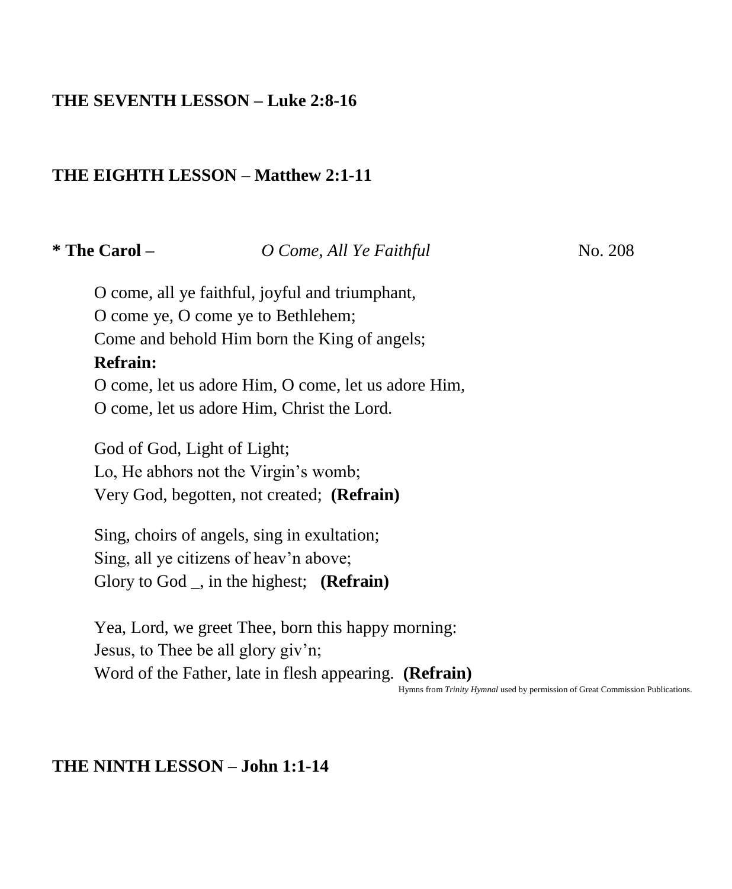**THE SEVENTH LESSON – Luke 2:8-16**

**THE EIGHTH LESSON – Matthew 2:1-11**

**\* The Carol –** *O Come, All Ye Faithful* No. 208

O come, all ye faithful, joyful and triumphant,
O come ye, O come ye to Bethlehem;
Come and behold Him born the King of angels;
**Refrain:**
O come, let us adore Him, O come, let us adore Him,
O come, let us adore Him, Christ the Lord.

God of God, Light of Light;
Lo, He abhors not the Virgin's womb;
Very God, begotten, not created; **(Refrain)**

Sing, choirs of angels, sing in exultation;
Sing, all ye citizens of heav'n above;
Glory to God _, in the highest; **(Refrain)**

Yea, Lord, we greet Thee, born this happy morning:
Jesus, to Thee be all glory giv'n;
Word of the Father, late in flesh appearing. **(Refrain)**

Hymns from *Trinity Hymnal* used by permission of Great Commission Publications.

**THE NINTH LESSON – John 1:1-14**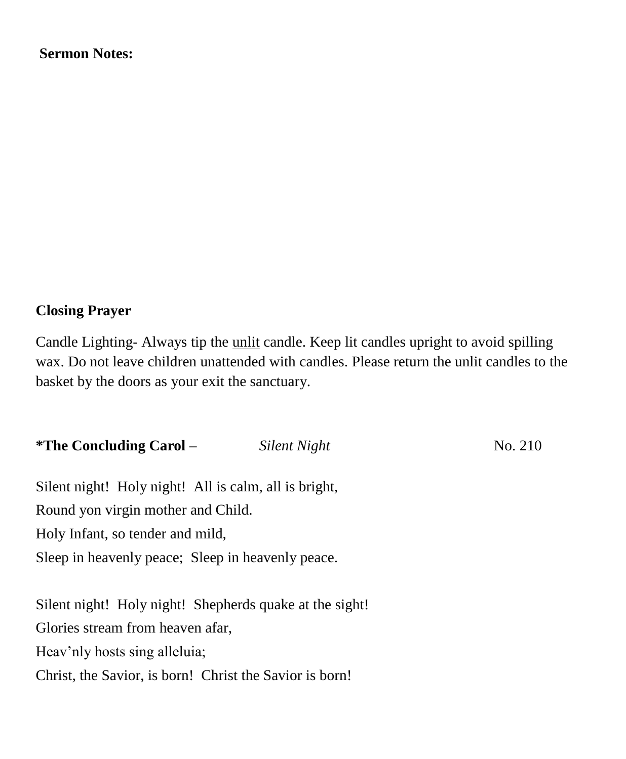**Sermon Notes:**

**Closing Prayer**

Candle Lighting- Always tip the <u>unlit</u> candle. Keep lit candles upright to avoid spilling wax. Do not leave children unattended with candles. Please return the unlit candles to the basket by the doors as your exit the sanctuary.

**\*The Concluding Carol –** *Silent Night* No. 210

Silent night!  Holy night!  All is calm, all is bright,  
Round yon virgin mother and Child.  
Holy Infant, so tender and mild,  
Sleep in heavenly peace;  Sleep in heavenly peace.

Silent night!  Holy night!  Shepherds quake at the sight!  
Glories stream from heaven afar,  
Heav'nly hosts sing alleluia;  
Christ, the Savior, is born!  Christ the Savior is born!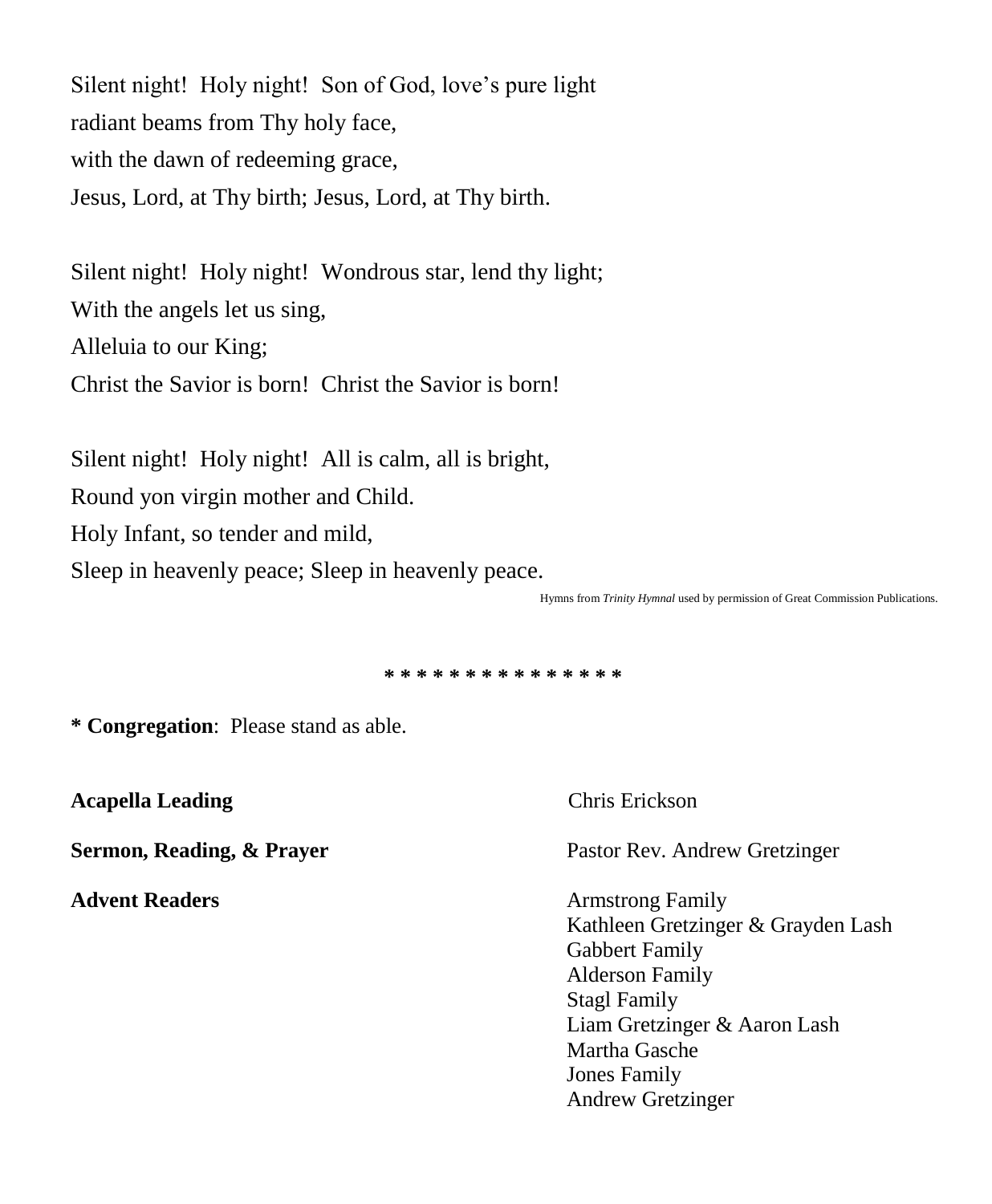Silent night!  Holy night!  Son of God, love's pure light
radiant beams from Thy holy face,
with the dawn of redeeming grace,
Jesus, Lord, at Thy birth; Jesus, Lord, at Thy birth.

Silent night!  Holy night!  Wondrous star, lend thy light;
With the angels let us sing,
Alleluia to our King;
Christ the Savior is born!  Christ the Savior is born!

Silent night!  Holy night!  All is calm, all is bright,
Round yon virgin mother and Child.
Holy Infant, so tender and mild,
Sleep in heavenly peace; Sleep in heavenly peace.

Hymns from *Trinity Hymnal* used by permission of Great Commission Publications.

* * * * * * * * * * * * * * *

**\* Congregation**:  Please stand as able.

| | |
|---|---|
| **Acapella Leading** | Chris Erickson |
| **Sermon, Reading, & Prayer** | Pastor Rev. Andrew Gretzinger |
| **Advent Readers** | Armstrong Family<br>Kathleen Gretzinger & Grayden Lash<br>Gabbert Family<br>Alderson Family<br>Stagl Family<br>Liam Gretzinger & Aaron Lash<br>Martha Gasche<br>Jones Family<br>Andrew Gretzinger |